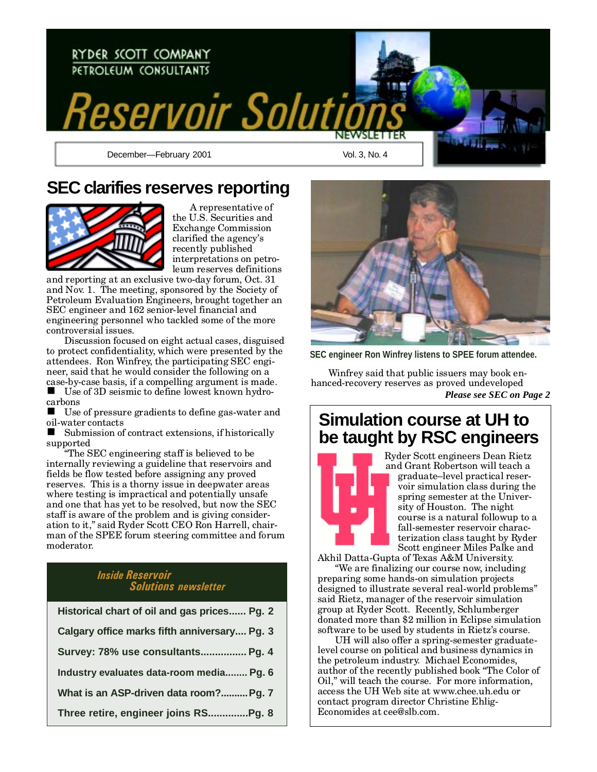RYDER SCOTT COMPANY
PETROLEUM CONSULTANTS

# Reservoir Solutions NEWSLETTER

December—February 2001 Vol. 3, No. 4

## SEC clarifies reserves reporting

A representative of the U.S. Securities and Exchange Commission clarified the agency's recently published interpretations on petroleum reserves definitions and reporting at an exclusive two-day forum, Oct. 31 and Nov. 1. The meeting, sponsored by the Society of Petroleum Evaluation Engineers, brought together an SEC engineer and 162 senior-level financial and engineering personnel who tackled some of the more controversial issues.

Discussion focused on eight actual cases, disguised to protect confidentiality, which were presented by the attendees. Ron Winfrey, the participating SEC engineer, said that he would consider the following on a case-by-case basis, if a compelling argument is made.

- Use of 3D seismic to define lowest known hydrocarbons
- Use of pressure gradients to define gas-water and oil-water contacts
- Submission of contract extensions, if historically supported

"The SEC engineering staff is believed to be internally reviewing a guideline that reservoirs and fields be flow tested before assigning any proved reserves. This is a thorny issue in deepwater areas where testing is impractical and potentially unsafe and one that has yet to be resolved, but now the SEC staff is aware of the problem and is giving consideration to it," said Ryder Scott CEO Ron Harrell, chairman of the SPEE forum steering committee and forum moderator.

SEC engineer Ron Winfrey listens to SPEE forum attendee.

Winfrey said that public issuers may book enhanced-recovery reserves as proved undeveloped

***Please see SEC on Page 2***

### *Inside Reservoir Solutions newsletter*

| | |
|---|---|
| Historical chart of oil and gas prices | Pg. 2 |
| Calgary office marks fifth anniversary | Pg. 3 |
| Survey: 78% use consultants | Pg. 4 |
| Industry evaluates data-room media | Pg. 6 |
| What is an ASP-driven data room? | Pg. 7 |
| Three retire, engineer joins RS | Pg. 8 |

## Simulation course at UH to be taught by RSC engineers

Ryder Scott engineers Dean Rietz and Grant Robertson will teach a graduate–level practical reservoir simulation class during the spring semester at the University of Houston. The night course is a natural followup to a fall-semester reservoir characterization class taught by Ryder Scott engineer Miles Palke and Akhil Datta-Gupta of Texas A&M University.

"We are finalizing our course now, including preparing some hands-on simulation projects designed to illustrate several real-world problems" said Rietz, manager of the reservoir simulation group at Ryder Scott. Recently, Schlumberger donated more than $2 million in Eclipse simulation software to be used by students in Rietz's course.

UH will also offer a spring-semester graduate-level course on political and business dynamics in the petroleum industry. Michael Economides, author of the recently published book "The Color of Oil," will teach the course. For more information, access the UH Web site at www.chee.uh.edu or contact program director Christine Ehlig-Economides at cee@slb.com.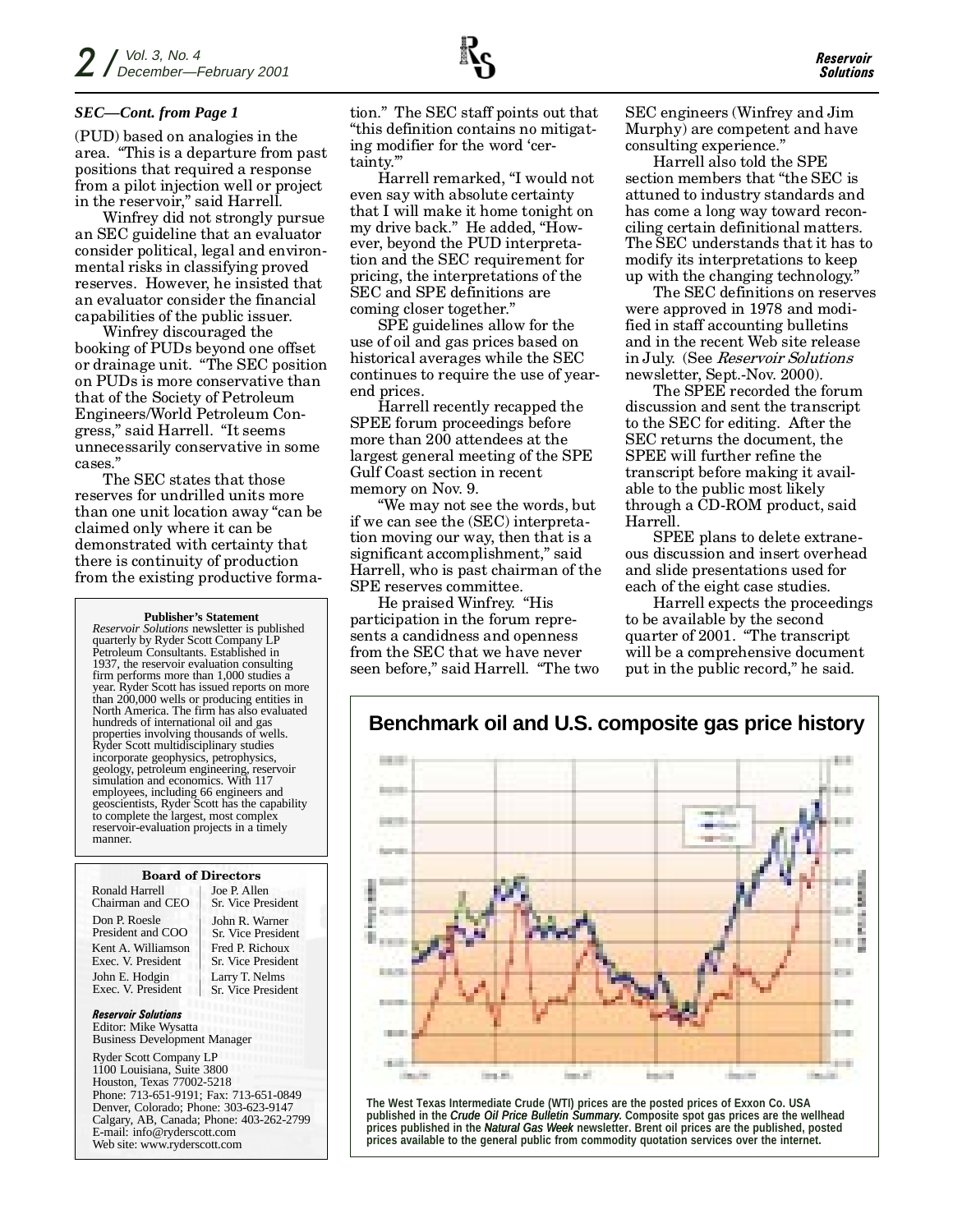### SEC—Cont. from Page 1

(PUD) based on analogies in the area. "This is a departure from past positions that required a response from a pilot injection well or project in the reservoir," said Harrell.

Winfrey did not strongly pursue an SEC guideline that an evaluator consider political, legal and environmental risks in classifying proved reserves. However, he insisted that an evaluator consider the financial capabilities of the public issuer.

Winfrey discouraged the booking of PUDs beyond one offset or drainage unit. "The SEC position on PUDs is more conservative than that of the Society of Petroleum Engineers/World Petroleum Congress," said Harrell. "It seems unnecessarily conservative in some cases."

The SEC states that those reserves for undrilled units more than one unit location away "can be claimed only where it can be demonstrated with certainty that there is continuity of production from the existing productive formation." The SEC staff points out that "this definition contains no mitigating modifier for the word 'certainty.'"

Harrell remarked, "I would not even say with absolute certainty that I will make it home tonight on my drive back." He added, "However, beyond the PUD interpretation and the SEC requirement for pricing, the interpretations of the SEC and SPE definitions are coming closer together."

SPE guidelines allow for the use of oil and gas prices based on historical averages while the SEC continues to require the use of year-end prices.

Harrell recently recapped the SPEE forum proceedings before more than 200 attendees at the largest general meeting of the SPE Gulf Coast section in recent memory on Nov. 9.

"We may not see the words, but if we can see the (SEC) interpretation moving our way, then that is a significant accomplishment," said Harrell, who is past chairman of the SPE reserves committee.

He praised Winfrey. "His participation in the forum represents a candidness and openness from the SEC that we have never seen before," said Harrell. "The two SEC engineers (Winfrey and Jim Murphy) are competent and have consulting experience."

Harrell also told the SPE section members that "the SEC is attuned to industry standards and has come a long way toward reconciling certain definitional matters. The SEC understands that it has to modify its interpretations to keep up with the changing technology."

The SEC definitions on reserves were approved in 1978 and modified in staff accounting bulletins and in the recent Web site release in July. (See *Reservoir Solutions* newsletter, Sept.-Nov. 2000).

The SPEE recorded the forum discussion and sent the transcript to the SEC for editing. After the SEC returns the document, the SPEE will further refine the transcript before making it available to the public most likely through a CD-ROM product, said Harrell.

SPEE plans to delete extraneous discussion and insert overhead and slide presentations used for each of the eight case studies.

Harrell expects the proceedings to be available by the second quarter of 2001. "The transcript will be a comprehensive document put in the public record," he said.

**Benchmark oil and U.S. composite gas price history**

**The West Texas Intermediate Crude (WTI) prices are the posted prices of Exxon Co. USA published in the *Crude Oil Price Bulletin Summary*. Composite spot gas prices are the wellhead prices published in the *Natural Gas Week* newsletter. Brent oil prices are the published, posted prices available to the general public from commodity quotation services over the internet.**

**Publisher's Statement**

*Reservoir Solutions* newsletter is published quarterly by Ryder Scott Company LP Petroleum Consultants. Established in 1937, the reservoir evaluation consulting firm performs more than 1,000 studies a year. Ryder Scott has issued reports on more than 200,000 wells or producing entities in North America. The firm has also evaluated hundreds of international oil and gas properties involving thousands of wells. Ryder Scott multidisciplinary studies incorporate geophysics, petrophysics, geology, petroleum engineering, reservoir simulation and economics. With 117 employees, including 66 engineers and geoscientists, Ryder Scott has the capability to complete the largest, most complex reservoir-evaluation projects in a timely manner.

**Board of Directors**

| | |
|---|---|
| Ronald Harrell<br>Chairman and CEO | Joe P. Allen<br>Sr. Vice President |
| Don P. Roesle<br>President and COO | John R. Warner<br>Sr. Vice President |
| Kent A. Williamson<br>Exec. V. President | Fred P. Richoux<br>Sr. Vice President |
| John E. Hodgin<br>Exec. V. President | Larry T. Nelms<br>Sr. Vice President |

***Reservoir Solutions***
Editor: Mike Wysatta
Business Development Manager

Ryder Scott Company LP
1100 Louisiana, Suite 3800
Houston, Texas 77002-5218
Phone: 713-651-9191; Fax: 713-651-0849
Denver, Colorado; Phone: 303-623-9147
Calgary, AB, Canada; Phone: 403-262-2799
E-mail: info@ryderscott.com
Web site: www.ryderscott.com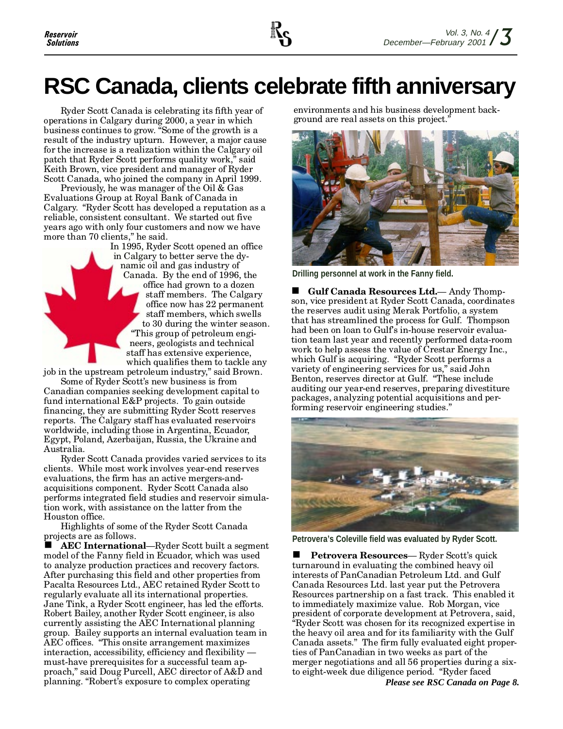# RSC Canada, clients celebrate fifth anniversary

Ryder Scott Canada is celebrating its fifth year of operations in Calgary during 2000, a year in which business continues to grow. "Some of the growth is a result of the industry upturn. However, a major cause for the increase is a realization within the Calgary oil patch that Ryder Scott performs quality work," said Keith Brown, vice president and manager of Ryder Scott Canada, who joined the company in April 1999.

Previously, he was manager of the Oil & Gas Evaluations Group at Royal Bank of Canada in Calgary. "Ryder Scott has developed a reputation as a reliable, consistent consultant. We started out five years ago with only four customers and now we have more than 70 clients," he said.

In 1995, Ryder Scott opened an office in Calgary to better serve the dynamic oil and gas industry of Canada. By the end of 1996, the office had grown to a dozen staff members. The Calgary office now has 22 permanent staff members, which swells to 30 during the winter season. "This group of petroleum engineers, geologists and technical staff has extensive experience, which qualifies them to tackle any job in the upstream petroleum industry," said Brown.

Some of Ryder Scott's new business is from Canadian companies seeking development capital to fund international E&P projects. To gain outside financing, they are submitting Ryder Scott reserves reports. The Calgary staff has evaluated reservoirs worldwide, including those in Argentina, Ecuador, Egypt, Poland, Azerbaijan, Russia, the Ukraine and Australia.

Ryder Scott Canada provides varied services to its clients. While most work involves year-end reserves evaluations, the firm has an active mergers-and-acquisitions component. Ryder Scott Canada also performs integrated field studies and reservoir simulation work, with assistance on the latter from the Houston office.

Highlights of some of the Ryder Scott Canada projects are as follows.

- **AEC International**—Ryder Scott built a segment model of the Fanny field in Ecuador, which was used to analyze production practices and recovery factors. After purchasing this field and other properties from Pacalta Resources Ltd., AEC retained Ryder Scott to regularly evaluate all its international properties. Jane Tink, a Ryder Scott engineer, has led the efforts. Robert Bailey, another Ryder Scott engineer, is also currently assisting the AEC International planning group. Bailey supports an internal evaluation team in AEC offices. "This onsite arrangement maximizes interaction, accessibility, efficiency and flexibility — must-have prerequisites for a successful team approach," said Doug Purcell, AEC director of A&D and planning. "Robert's exposure to complex operating environments and his business development background are real assets on this project."

Drilling personnel at work in the Fanny field.

- **Gulf Canada Resources Ltd.**— Andy Thompson, vice president at Ryder Scott Canada, coordinates the reserves audit using Merak Portfolio, a system that has streamlined the process for Gulf. Thompson had been on loan to Gulf's in-house reservoir evaluation team last year and recently performed data-room work to help assess the value of Crestar Energy Inc., which Gulf is acquiring. "Ryder Scott performs a variety of engineering services for us," said John Benton, reserves director at Gulf. "These include auditing our year-end reserves, preparing divestiture packages, analyzing potential acquisitions and performing reservoir engineering studies."

Petrovera's Coleville field was evaluated by Ryder Scott.

- **Petrovera Resources**— Ryder Scott's quick turnaround in evaluating the combined heavy oil interests of PanCanadian Petroleum Ltd. and Gulf Canada Resources Ltd. last year put the Petrovera Resources partnership on a fast track. This enabled it to immediately maximize value. Rob Morgan, vice president of corporate development at Petrovera, said, "Ryder Scott was chosen for its recognized expertise in the heavy oil area and for its familiarity with the Gulf Canada assets." The firm fully evaluated eight properties of PanCanadian in two weeks as part of the merger negotiations and all 56 properties during a six- to eight-week due diligence period. "Ryder faced

*Please see RSC Canada on Page 8.*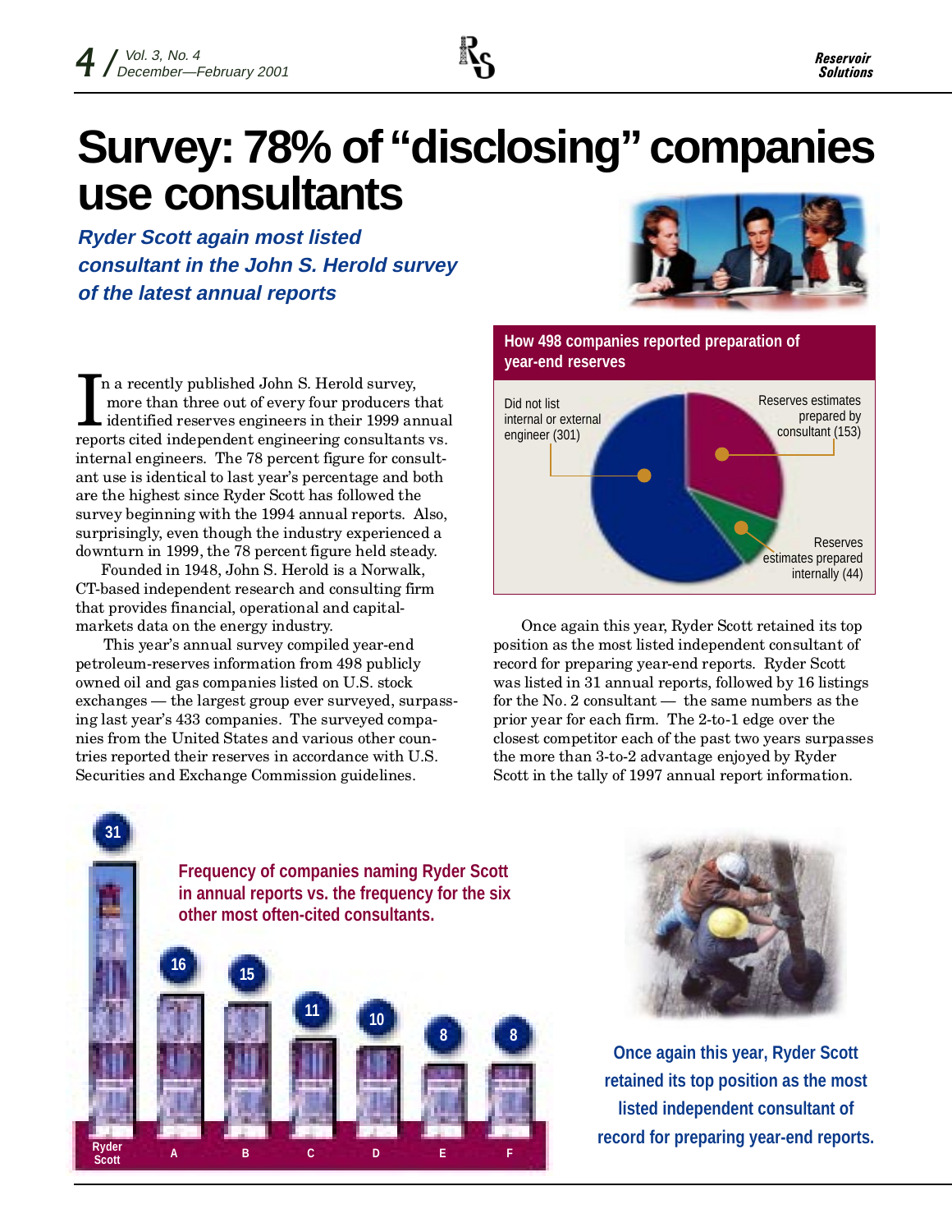# Survey: 78% of "disclosing" companies use consultants

***Ryder Scott again most listed consultant in the John S. Herold survey of the latest annual reports***

In a recently published John S. Herold survey, more than three out of every four producers that identified reserves engineers in their 1999 annual reports cited independent engineering consultants vs. internal engineers. The 78 percent figure for consultant use is identical to last year's percentage and both are the highest since Ryder Scott has followed the survey beginning with the 1994 annual reports. Also, surprisingly, even though the industry experienced a downturn in 1999, the 78 percent figure held steady.

Founded in 1948, John S. Herold is a Norwalk, CT-based independent research and consulting firm that provides financial, operational and capital-markets data on the energy industry.

This year's annual survey compiled year-end petroleum-reserves information from 498 publicly owned oil and gas companies listed on U.S. stock exchanges — the largest group ever surveyed, surpassing last year's 433 companies. The surveyed companies from the United States and various other countries reported their reserves in accordance with U.S. Securities and Exchange Commission guidelines.

**How 498 companies reported preparation of year-end reserves**

| Category | Companies |
|---|---|
| Did not list internal or external engineer | 301 |
| Reserves estimates prepared by consultant | 153 |
| Reserves estimates prepared internally | 44 |

Once again this year, Ryder Scott retained its top position as the most listed independent consultant of record for preparing year-end reports. Ryder Scott was listed in 31 annual reports, followed by 16 listings for the No. 2 consultant — the same numbers as the prior year for each firm. The 2-to-1 edge over the closest competitor each of the past two years surpasses the more than 3-to-2 advantage enjoyed by Ryder Scott in the tally of 1997 annual report information.

**Frequency of companies naming Ryder Scott in annual reports vs. the frequency for the six other most often-cited consultants.**

| Consultant | Ryder Scott | A | B | C | D | E | F |
|---|---|---|---|---|---|---|---|
| Frequency | 31 | 16 | 15 | 11 | 10 | 8 | 8 |

**Once again this year, Ryder Scott retained its top position as the most listed independent consultant of record for preparing year-end reports.**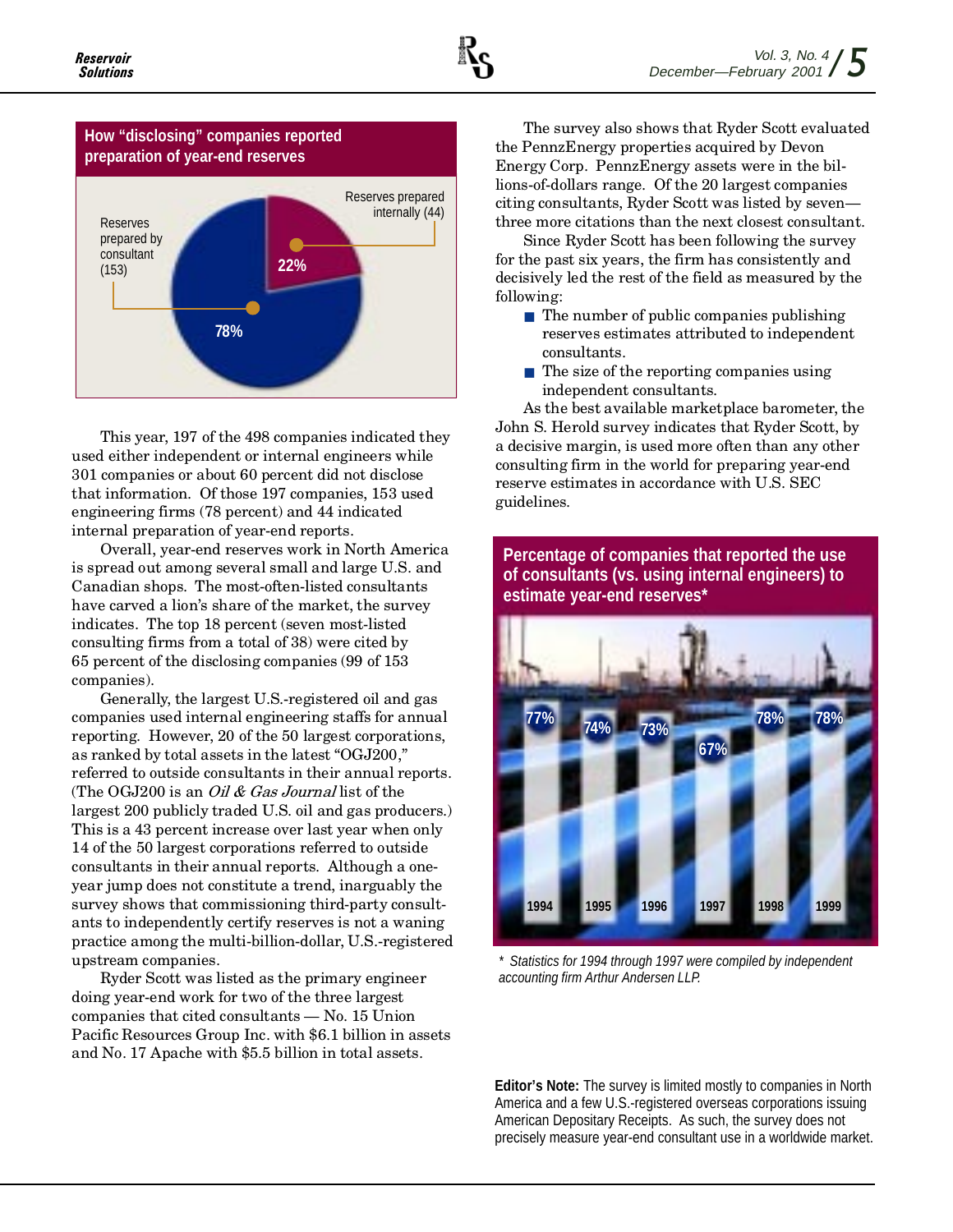## How "disclosing" companies reported preparation of year-end reserves

Reserves prepared internally (44) — 22%

Reserves prepared by consultant (153) — 78%

This year, 197 of the 498 companies indicated they used either independent or internal engineers while 301 companies or about 60 percent did not disclose that information. Of those 197 companies, 153 used engineering firms (78 percent) and 44 indicated internal preparation of year-end reports.

Overall, year-end reserves work in North America is spread out among several small and large U.S. and Canadian shops. The most-often-listed consultants have carved a lion's share of the market, the survey indicates. The top 18 percent (seven most-listed consulting firms from a total of 38) were cited by 65 percent of the disclosing companies (99 of 153 companies).

Generally, the largest U.S.-registered oil and gas companies used internal engineering staffs for annual reporting. However, 20 of the 50 largest corporations, as ranked by total assets in the latest "OGJ200," referred to outside consultants in their annual reports. (The OGJ200 is an *Oil & Gas Journal* list of the largest 200 publicly traded U.S. oil and gas producers.) This is a 43 percent increase over last year when only 14 of the 50 largest corporations referred to outside consultants in their annual reports. Although a one-year jump does not constitute a trend, inarguably the survey shows that commissioning third-party consultants to independently certify reserves is not a waning practice among the multi-billion-dollar, U.S.-registered upstream companies.

Ryder Scott was listed as the primary engineer doing year-end work for two of the three largest companies that cited consultants — No. 15 Union Pacific Resources Group Inc. with $6.1 billion in assets and No. 17 Apache with $5.5 billion in total assets.

The survey also shows that Ryder Scott evaluated the PennzEnergy properties acquired by Devon Energy Corp. PennzEnergy assets were in the billions-of-dollars range. Of the 20 largest companies citing consultants, Ryder Scott was listed by seven—three more citations than the next closest consultant.

Since Ryder Scott has been following the survey for the past six years, the firm has consistently and decisively led the rest of the field as measured by the following:

- The number of public companies publishing reserves estimates attributed to independent consultants.
- The size of the reporting companies using independent consultants.

As the best available marketplace barometer, the John S. Herold survey indicates that Ryder Scott, by a decisive margin, is used more often than any other consulting firm in the world for preparing year-end reserve estimates in accordance with U.S. SEC guidelines.

## Percentage of companies that reported the use of consultants (vs. using internal engineers) to estimate year-end reserves*

| 1994 | 1995 | 1996 | 1997 | 1998 | 1999 |
|---|---|---|---|---|---|
| 77% | 74% | 73% | 67% | 78% | 78% |

\* *Statistics for 1994 through 1997 were compiled by independent accounting firm Arthur Andersen LLP.*

**Editor's Note:** The survey is limited mostly to companies in North America and a few U.S.-registered overseas corporations issuing American Depositary Receipts. As such, the survey does not precisely measure year-end consultant use in a worldwide market.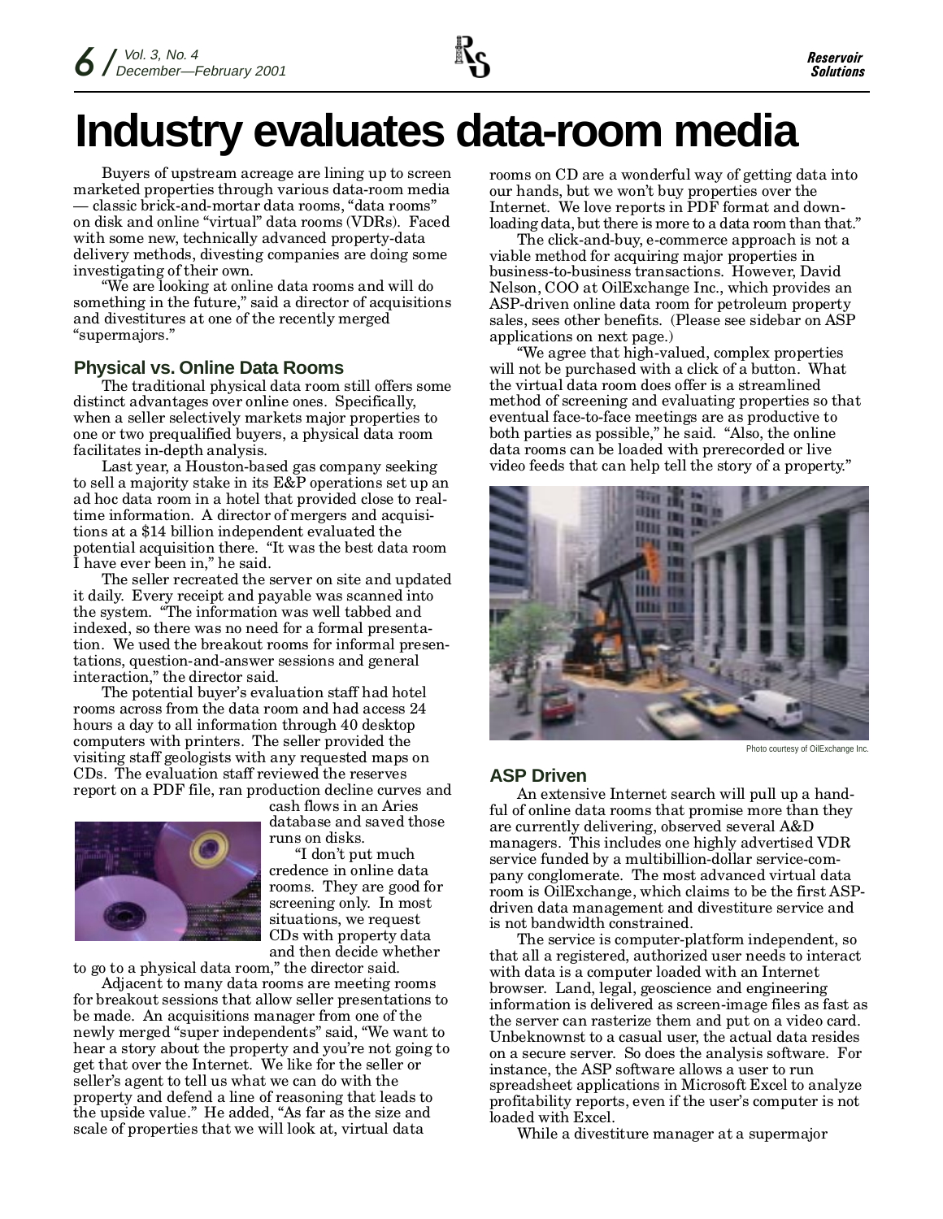# Industry evaluates data-room media

Buyers of upstream acreage are lining up to screen marketed properties through various data-room media — classic brick-and-mortar data rooms, "data rooms" on disk and online "virtual" data rooms (VDRs). Faced with some new, technically advanced property-data delivery methods, divesting companies are doing some investigating of their own.

"We are looking at online data rooms and will do something in the future," said a director of acquisitions and divestitures at one of the recently merged "supermajors."

## Physical vs. Online Data Rooms

The traditional physical data room still offers some distinct advantages over online ones. Specifically, when a seller selectively markets major properties to one or two prequalified buyers, a physical data room facilitates in-depth analysis.

Last year, a Houston-based gas company seeking to sell a majority stake in its E&P operations set up an ad hoc data room in a hotel that provided close to real-time information. A director of mergers and acquisitions at a $14 billion independent evaluated the potential acquisition there. "It was the best data room I have ever been in," he said.

The seller recreated the server on site and updated it daily. Every receipt and payable was scanned into the system. "The information was well tabbed and indexed, so there was no need for a formal presentation. We used the breakout rooms for informal presentations, question-and-answer sessions and general interaction," the director said.

The potential buyer's evaluation staff had hotel rooms across from the data room and had access 24 hours a day to all information through 40 desktop computers with printers. The seller provided the visiting staff geologists with any requested maps on CDs. The evaluation staff reviewed the reserves report on a PDF file, ran production decline curves and cash flows in an Aries database and saved those runs on disks.

"I don't put much credence in online data rooms. They are good for screening only. In most situations, we request CDs with property data and then decide whether to go to a physical data room," the director said.

Adjacent to many data rooms are meeting rooms for breakout sessions that allow seller presentations to be made. An acquisitions manager from one of the newly merged "super independents" said, "We want to hear a story about the property and you're not going to get that over the Internet. We like for the seller or seller's agent to tell us what we can do with the property and defend a line of reasoning that leads to the upside value." He added, "As far as the size and scale of properties that we will look at, virtual data rooms on CD are a wonderful way of getting data into our hands, but we won't buy properties over the Internet. We love reports in PDF format and downloading data, but there is more to a data room than that."

The click-and-buy, e-commerce approach is not a viable method for acquiring major properties in business-to-business transactions. However, David Nelson, COO at OilExchange Inc., which provides an ASP-driven online data room for petroleum property sales, sees other benefits. (Please see sidebar on ASP applications on next page.)

"We agree that high-valued, complex properties will not be purchased with a click of a button. What the virtual data room does offer is a streamlined method of screening and evaluating properties so that eventual face-to-face meetings are as productive to both parties as possible," he said. "Also, the online data rooms can be loaded with prerecorded or live video feeds that can help tell the story of a property."

Photo courtesy of OilExchange Inc.

## ASP Driven

An extensive Internet search will pull up a handful of online data rooms that promise more than they are currently delivering, observed several A&D managers. This includes one highly advertised VDR service funded by a multibillion-dollar service-company conglomerate. The most advanced virtual data room is OilExchange, which claims to be the first ASP-driven data management and divestiture service and is not bandwidth constrained.

The service is computer-platform independent, so that all a registered, authorized user needs to interact with data is a computer loaded with an Internet browser. Land, legal, geoscience and engineering information is delivered as screen-image files as fast as the server can rasterize them and put on a video card. Unbeknownst to a casual user, the actual data resides on a secure server. So does the analysis software. For instance, the ASP software allows a user to run spreadsheet applications in Microsoft Excel to analyze profitability reports, even if the user's computer is not loaded with Excel.

While a divestiture manager at a supermajor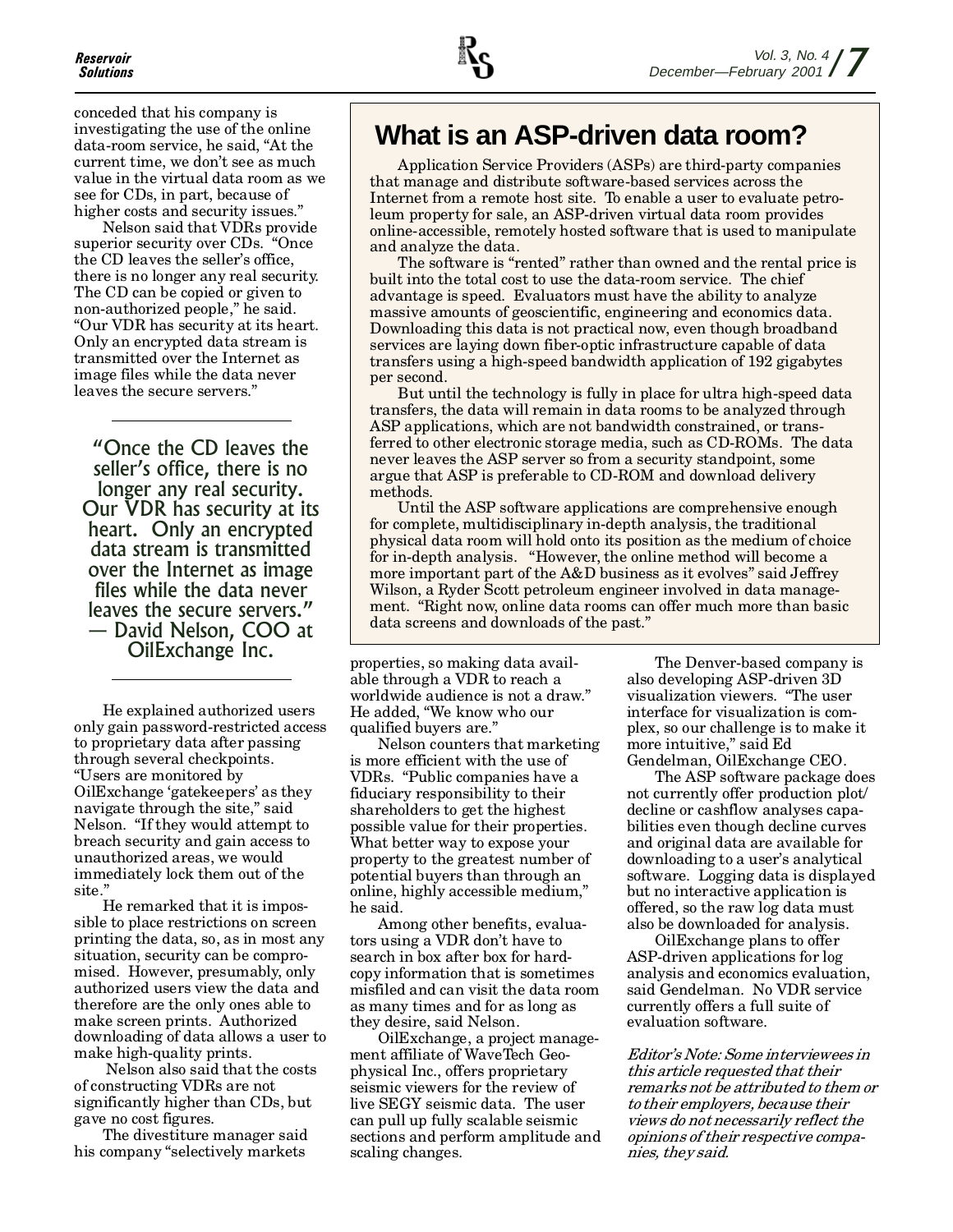conceded that his company is investigating the use of the online data-room service, he said, "At the current time, we don't see as much value in the virtual data room as we see for CDs, in part, because of higher costs and security issues."

Nelson said that VDRs provide superior security over CDs. "Once the CD leaves the seller's office, there is no longer any real security. The CD can be copied or given to non-authorized people," he said. "Our VDR has security at its heart. Only an encrypted data stream is transmitted over the Internet as image files while the data never leaves the secure servers."

> "Once the CD leaves the seller's office, there is no longer any real security. Our VDR has security at its heart. Only an encrypted data stream is transmitted over the Internet as image files while the data never leaves the secure servers."
> — David Nelson, COO at OilExchange Inc.

He explained authorized users only gain password-restricted access to proprietary data after passing through several checkpoints. "Users are monitored by OilExchange 'gatekeepers' as they navigate through the site," said Nelson. "If they would attempt to breach security and gain access to unauthorized areas, we would immediately lock them out of the site."

He remarked that it is impossible to place restrictions on screen printing the data, so, as in most any situation, security can be compromised. However, presumably, only authorized users view the data and therefore are the only ones able to make screen prints. Authorized downloading of data allows a user to make high-quality prints.

Nelson also said that the costs of constructing VDRs are not significantly higher than CDs, but gave no cost figures.

The divestiture manager said his company "selectively markets properties, so making data available through a VDR to reach a worldwide audience is not a draw." He added, "We know who our qualified buyers are."

Nelson counters that marketing is more efficient with the use of VDRs. "Public companies have a fiduciary responsibility to their shareholders to get the highest possible value for their properties. What better way to expose your property to the greatest number of potential buyers than through an online, highly accessible medium," he said.

Among other benefits, evaluators using a VDR don't have to search in box after box for hard-copy information that is sometimes misfiled and can visit the data room as many times and for as long as they desire, said Nelson.

OilExchange, a project management affiliate of WaveTech Geophysical Inc., offers proprietary seismic viewers for the review of live SEGY seismic data. The user can pull up fully scalable seismic sections and perform amplitude and scaling changes.

The Denver-based company is also developing ASP-driven 3D visualization viewers. "The user interface for visualization is complex, so our challenge is to make it more intuitive," said Ed Gendelman, OilExchange CEO.

The ASP software package does not currently offer production plot/decline or cashflow analyses capabilities even though decline curves and original data are available for downloading to a user's analytical software. Logging data is displayed but no interactive application is offered, so the raw log data must also be downloaded for analysis.

OilExchange plans to offer ASP-driven applications for log analysis and economics evaluation, said Gendelman. No VDR service currently offers a full suite of evaluation software.

*Editor's Note: Some interviewees in this article requested that their remarks not be attributed to them or to their employers, because their views do not necessarily reflect the opinions of their respective companies, they said.*

## What is an ASP-driven data room?

Application Service Providers (ASPs) are third-party companies that manage and distribute software-based services across the Internet from a remote host site. To enable a user to evaluate petroleum property for sale, an ASP-driven virtual data room provides online-accessible, remotely hosted software that is used to manipulate and analyze the data.

The software is "rented" rather than owned and the rental price is built into the total cost to use the data-room service. The chief advantage is speed. Evaluators must have the ability to analyze massive amounts of geoscientific, engineering and economics data. Downloading this data is not practical now, even though broadband services are laying down fiber-optic infrastructure capable of data transfers using a high-speed bandwidth application of 192 gigabytes per second.

But until the technology is fully in place for ultra high-speed data transfers, the data will remain in data rooms to be analyzed through ASP applications, which are not bandwidth constrained, or transferred to other electronic storage media, such as CD-ROMs. The data never leaves the ASP server so from a security standpoint, some argue that ASP is preferable to CD-ROM and download delivery methods.

Until the ASP software applications are comprehensive enough for complete, multidisciplinary in-depth analysis, the traditional physical data room will hold onto its position as the medium of choice for in-depth analysis. "However, the online method will become a more important part of the A&D business as it evolves" said Jeffrey Wilson, a Ryder Scott petroleum engineer involved in data management. "Right now, online data rooms can offer much more than basic data screens and downloads of the past."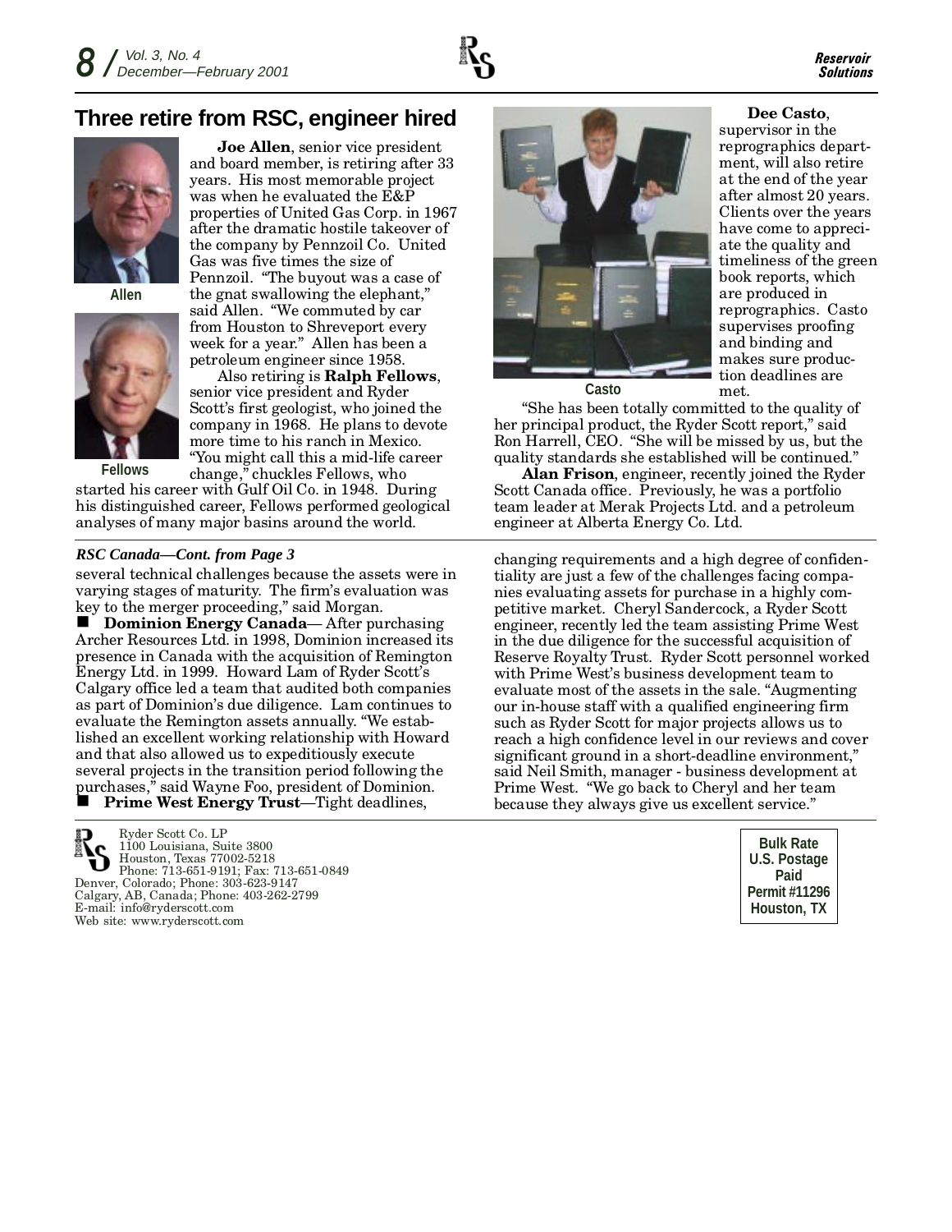## Three retire from RSC, engineer hired

Allen

Fellows

**Joe Allen**, senior vice president and board member, is retiring after 33 years. His most memorable project was when he evaluated the E&P properties of United Gas Corp. in 1967 after the dramatic hostile takeover of the company by Pennzoil Co. United Gas was five times the size of Pennzoil. "The buyout was a case of the gnat swallowing the elephant," said Allen. "We commuted by car from Houston to Shreveport every week for a year." Allen has been a petroleum engineer since 1958.

Also retiring is **Ralph Fellows**, senior vice president and Ryder Scott's first geologist, who joined the company in 1968. He plans to devote more time to his ranch in Mexico. "You might call this a mid-life career change," chuckles Fellows, who started his career with Gulf Oil Co. in 1948. During his distinguished career, Fellows performed geological analyses of many major basins around the world.

Casto

**Dee Casto**, supervisor in the reprographics department, will also retire at the end of the year after almost 20 years. Clients over the years have come to appreciate the quality and timeliness of the green book reports, which are produced in reprographics. Casto supervises proofing and binding and makes sure production deadlines are met.

"She has been totally committed to the quality of her principal product, the Ryder Scott report," said Ron Harrell, CEO. "She will be missed by us, but the quality standards she established will be continued."

**Alan Frison**, engineer, recently joined the Ryder Scott Canada office. Previously, he was a portfolio team leader at Merak Projects Ltd. and a petroleum engineer at Alberta Energy Co. Ltd.

---

*RSC Canada—Cont. from Page 3*

several technical challenges because the assets were in varying stages of maturity. The firm's evaluation was key to the merger proceeding," said Morgan.

- **Dominion Energy Canada**— After purchasing Archer Resources Ltd. in 1998, Dominion increased its presence in Canada with the acquisition of Remington Energy Ltd. in 1999. Howard Lam of Ryder Scott's Calgary office led a team that audited both companies as part of Dominion's due diligence. Lam continues to evaluate the Remington assets annually. "We established an excellent working relationship with Howard and that also allowed us to expeditiously execute several projects in the transition period following the purchases," said Wayne Foo, president of Dominion.
- **Prime West Energy Trust**—Tight deadlines, changing requirements and a high degree of confidentiality are just a few of the challenges facing companies evaluating assets for purchase in a highly competitive market. Cheryl Sandercock, a Ryder Scott engineer, recently led the team assisting Prime West in the due diligence for the successful acquisition of Reserve Royalty Trust. Ryder Scott personnel worked with Prime West's business development team to evaluate most of the assets in the sale. "Augmenting our in-house staff with a qualified engineering firm such as Ryder Scott for major projects allows us to reach a high confidence level in our reviews and cover significant ground in a short-deadline environment," said Neil Smith, manager - business development at Prime West. "We go back to Cheryl and her team because they always give us excellent service."

---

Ryder Scott Co. LP
1100 Louisiana, Suite 3800
Houston, Texas 77002-5218
Phone: 713-651-9191; Fax: 713-651-0849
Denver, Colorado; Phone: 303-623-9147
Calgary, AB, Canada; Phone: 403-262-2799
E-mail: info@ryderscott.com
Web site: www.ryderscott.com

Bulk Rate
U.S. Postage
Paid
Permit #11296
Houston, TX